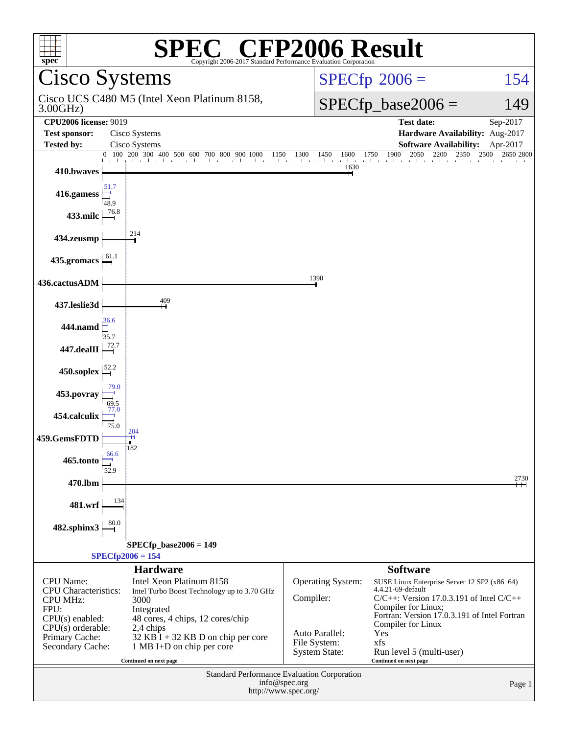# SPEC® CFP2006 Result

Copyright 2006-2017 Standard Performance Evaluation Corporation

## Cisco Systems

Cisco UCS C480 M5 (Intel Xeon Platinum 8158, 3.00GHz)

SPECfp 2006 = 154

SPECfp_base2006 = 149

**CPU2006 license:** 9019
**Test sponsor:** Cisco Systems
**Tested by:** Cisco Systems

**Test date:** Sep-2017
**Hardware Availability:** Aug-2017
**Software Availability:** Apr-2017

| Benchmark | Peak | Base |
|---|---|---|
| 410.bwaves | | 1630 |
| 416.gamess | 51.7 | 48.9 |
| 433.milc | | 76.8 |
| 434.zeusmp | | 214 |
| 435.gromacs | | 61.1 |
| 436.cactusADM | | 1390 |
| 437.leslie3d | | 409 |
| 444.namd | 36.6 | 35.7 |
| 447.dealII | | 72.7 |
| 450.soplex | | 52.2 |
| 453.povray | 79.0 | 69.5 |
| 454.calculix | 77.0 | 75.0 |
| 459.GemsFDTD | 204 | 182 |
| 465.tonto | 66.6 | 52.9 |
| 470.lbm | | 2730 |
| 481.wrf | | 134 |
| 482.sphinx3 | | 80.0 |

SPECfp_base2006 = 149

SPECfp2006 = 154

### Hardware

| | |
|---|---|
| CPU Name: | Intel Xeon Platinum 8158 |
| CPU Characteristics: | Intel Turbo Boost Technology up to 3.70 GHz |
| CPU MHz: | 3000 |
| FPU: | Integrated |
| CPU(s) enabled: | 48 cores, 4 chips, 12 cores/chip |
| CPU(s) orderable: | 2,4 chips |
| Primary Cache: | 32 KB I + 32 KB D on chip per core |
| Secondary Cache: | 1 MB I+D on chip per core |

Continued on next page

### Software

| | |
|---|---|
| Operating System: | SUSE Linux Enterprise Server 12 SP2 (x86_64) 4.4.21-69-default |
| Compiler: | C/C++: Version 17.0.3.191 of Intel C/C++ Compiler for Linux; Fortran: Version 17.0.3.191 of Intel Fortran Compiler for Linux |
| Auto Parallel: | Yes |
| File System: | xfs |
| System State: | Run level 5 (multi-user) |

Continued on next page

Standard Performance Evaluation Corporation
info@spec.org
http://www.spec.org/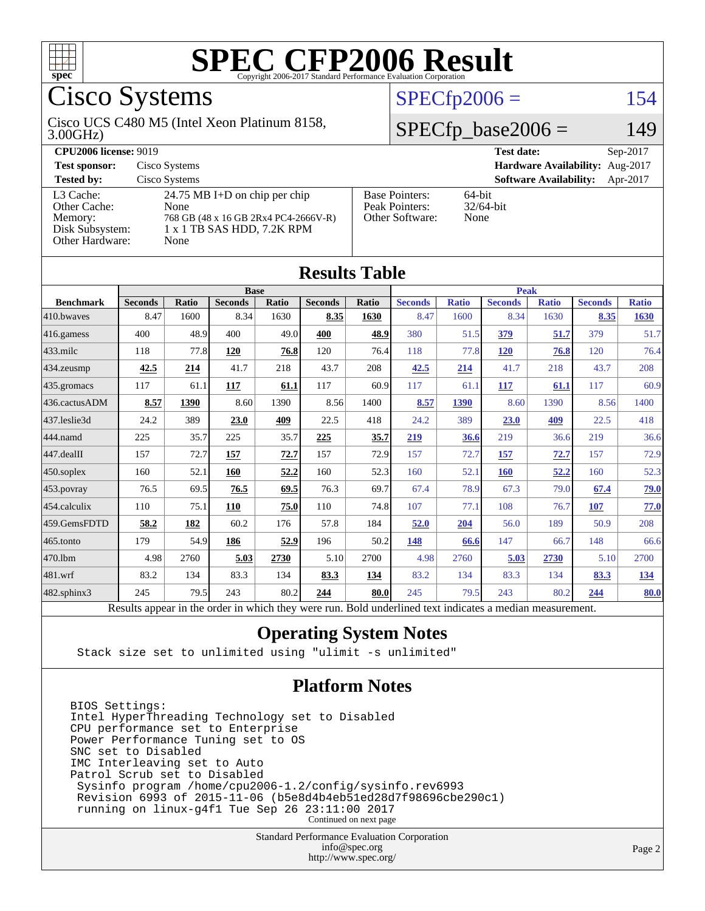# SPEC CFP2006 Result

Copyright 2006-2017 Standard Performance Evaluation Corporation

## Cisco Systems

Cisco UCS C480 M5 (Intel Xeon Platinum 8158, 3.00GHz)

SPECfp2006 = 154

SPECfp_base2006 = 149

| | | | |
|---|---|---|---|
| **CPU2006 license:** 9019 | | **Test date:** | Sep-2017 |
| **Test sponsor:** | Cisco Systems | **Hardware Availability:** | Aug-2017 |
| **Tested by:** | Cisco Systems | **Software Availability:** | Apr-2017 |

| | |
|---|---|
| L3 Cache: | 24.75 MB I+D on chip per chip |
| Other Cache: | None |
| Memory: | 768 GB (48 x 16 GB 2Rx4 PC4-2666V-R) |
| Disk Subsystem: | 1 x 1 TB SAS HDD, 7.2K RPM |
| Other Hardware: | None |

| | |
|---|---|
| Base Pointers: | 64-bit |
| Peak Pointers: | 32/64-bit |
| Other Software: | None |

## Results Table

| | Base | | | | | | Peak | | | | | |
|---|---|---|---|---|---|---|---|---|---|---|---|---|
| **Benchmark** | **Seconds** | **Ratio** | **Seconds** | **Ratio** | **Seconds** | **Ratio** | **Seconds** | **Ratio** | **Seconds** | **Ratio** | **Seconds** | **Ratio** |
| 410.bwaves | 8.47 | 1600 | 8.34 | 1630 | **8.35** | **1630** | 8.47 | 1600 | 8.34 | 1630 | **8.35** | **1630** |
| 416.gamess | 400 | 48.9 | 400 | 49.0 | **400** | **48.9** | 380 | 51.5 | **379** | **51.7** | 379 | 51.7 |
| 433.milc | 118 | 77.8 | **120** | **76.8** | 120 | 76.4 | 118 | 77.8 | **120** | **76.8** | 120 | 76.4 |
| 434.zeusmp | **42.5** | **214** | 41.7 | 218 | 43.7 | 208 | **42.5** | **214** | 41.7 | 218 | 43.7 | 208 |
| 435.gromacs | 117 | 61.1 | **117** | **61.1** | 117 | 60.9 | 117 | 61.1 | **117** | **61.1** | 117 | 60.9 |
| 436.cactusADM | **8.57** | **1390** | 8.60 | 1390 | 8.56 | 1400 | **8.57** | **1390** | 8.60 | 1390 | 8.56 | 1400 |
| 437.leslie3d | 24.2 | 389 | **23.0** | **409** | 22.5 | 418 | 24.2 | 389 | **23.0** | **409** | 22.5 | 418 |
| 444.namd | 225 | 35.7 | 225 | 35.7 | **225** | **35.7** | **219** | **36.6** | 219 | 36.6 | 219 | 36.6 |
| 447.dealII | 157 | 72.7 | **157** | **72.7** | 157 | 72.9 | 157 | 72.7 | **157** | **72.7** | 157 | 72.9 |
| 450.soplex | 160 | 52.1 | **160** | **52.2** | 160 | 52.3 | 160 | 52.1 | **160** | **52.2** | 160 | 52.3 |
| 453.povray | 76.5 | 69.5 | **76.5** | **69.5** | 76.3 | 69.7 | 67.4 | 78.9 | 67.3 | 79.0 | **67.4** | **79.0** |
| 454.calculix | 110 | 75.1 | **110** | **75.0** | 110 | 74.8 | 107 | 77.1 | 108 | 76.7 | **107** | **77.0** |
| 459.GemsFDTD | **58.2** | **182** | 60.2 | 176 | 57.8 | 184 | **52.0** | **204** | 56.0 | 189 | 50.9 | 208 |
| 465.tonto | 179 | 54.9 | **186** | **52.9** | 196 | 50.2 | **148** | **66.6** | 147 | 66.7 | 148 | 66.6 |
| 470.lbm | 4.98 | 2760 | **5.03** | **2730** | 5.10 | 2700 | 4.98 | 2760 | **5.03** | **2730** | 5.10 | 2700 |
| 481.wrf | 83.2 | 134 | 83.3 | 134 | **83.3** | **134** | 83.2 | 134 | 83.3 | 134 | **83.3** | **134** |
| 482.sphinx3 | 245 | 79.5 | 243 | 80.2 | **244** | **80.0** | 245 | 79.5 | 243 | 80.2 | **244** | **80.0** |

Results appear in the order in which they were run. Bold underlined text indicates a median measurement.

## Operating System Notes

```
Stack size set to unlimited using "ulimit -s unlimited"
```

## Platform Notes

```
BIOS Settings:
Intel HyperThreading Technology set to Disabled
CPU performance set to Enterprise
Power Performance Tuning set to OS
SNC set to Disabled
IMC Interleaving set to Auto
Patrol Scrub set to Disabled
 Sysinfo program /home/cpu2006-1.2/config/sysinfo.rev6993
 Revision 6993 of 2015-11-06 (b5e8d4b4eb51ed28d7f98696cbe290c1)
 running on linux-g4f1 Tue Sep 26 23:11:00 2017
```

Continued on next page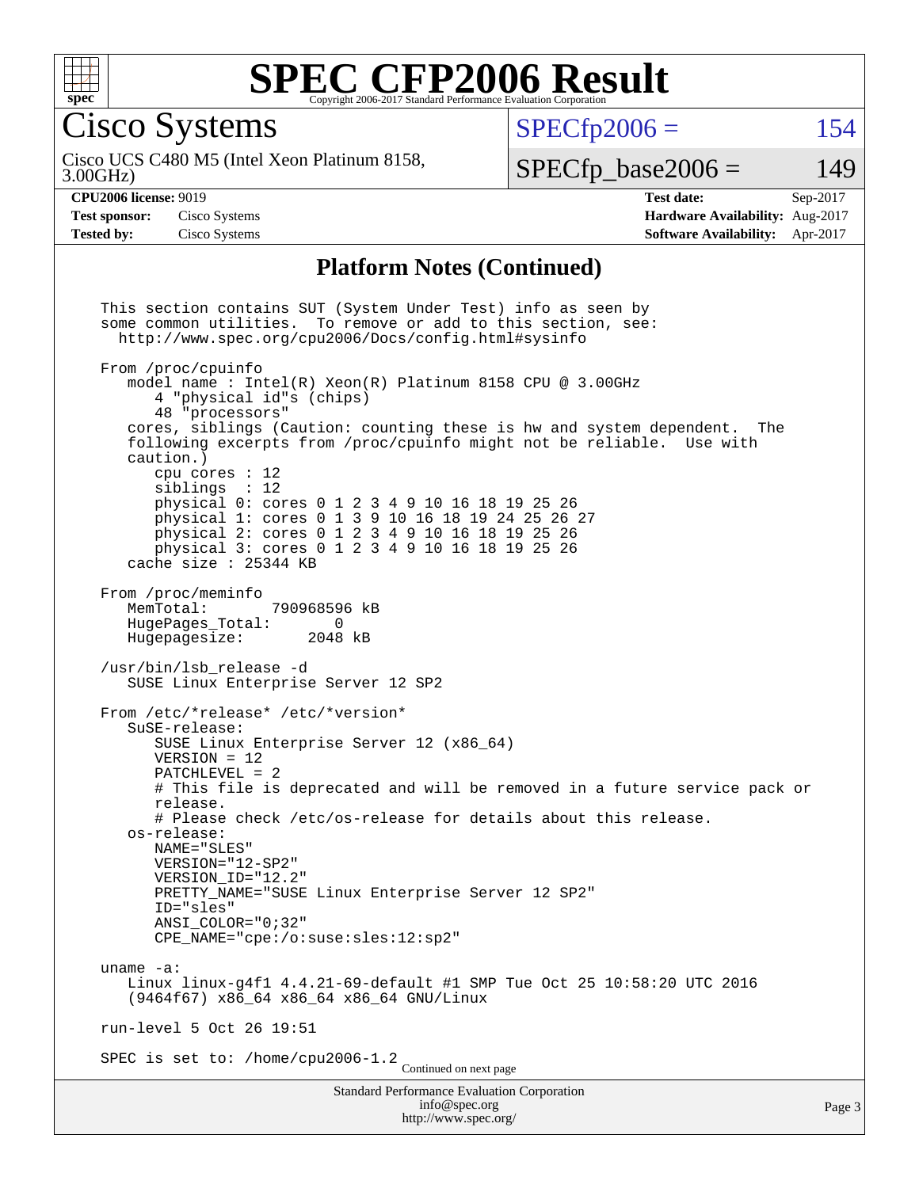# SPEC CFP2006 Result

Copyright 2006-2017 Standard Performance Evaluation Corporation

## Cisco Systems

Cisco UCS C480 M5 (Intel Xeon Platinum 8158, 3.00GHz)

SPECfp2006 = 154

SPECfp_base2006 = 149

| | | | |
|---|---|---|---|
| **CPU2006 license:** 9019 | | **Test date:** | Sep-2017 |
| **Test sponsor:** | Cisco Systems | **Hardware Availability:** | Aug-2017 |
| **Tested by:** | Cisco Systems | **Software Availability:** | Apr-2017 |

### Platform Notes (Continued)

```
This section contains SUT (System Under Test) info as seen by
some common utilities.  To remove or add to this section, see:
  http://www.spec.org/cpu2006/Docs/config.html#sysinfo

From /proc/cpuinfo
   model name : Intel(R) Xeon(R) Platinum 8158 CPU @ 3.00GHz
      4 "physical id"s (chips)
      48 "processors"
   cores, siblings (Caution: counting these is hw and system dependent.  The
   following excerpts from /proc/cpuinfo might not be reliable.  Use with
   caution.)
      cpu cores : 12
      siblings  : 12
      physical 0: cores 0 1 2 3 4 9 10 16 18 19 25 26
      physical 1: cores 0 1 3 9 10 16 18 19 24 25 26 27
      physical 2: cores 0 1 2 3 4 9 10 16 18 19 25 26
      physical 3: cores 0 1 2 3 4 9 10 16 18 19 25 26
   cache size : 25344 KB

From /proc/meminfo
   MemTotal:       790968596 kB
   HugePages_Total:       0
   Hugepagesize:       2048 kB

/usr/bin/lsb_release -d
   SUSE Linux Enterprise Server 12 SP2

From /etc/*release* /etc/*version*
   SuSE-release:
      SUSE Linux Enterprise Server 12 (x86_64)
      VERSION = 12
      PATCHLEVEL = 2
      # This file is deprecated and will be removed in a future service pack or
      release.
      # Please check /etc/os-release for details about this release.
   os-release:
      NAME="SLES"
      VERSION="12-SP2"
      VERSION_ID="12.2"
      PRETTY_NAME="SUSE Linux Enterprise Server 12 SP2"
      ID="sles"
      ANSI_COLOR="0;32"
      CPE_NAME="cpe:/o:suse:sles:12:sp2"

uname -a:
   Linux linux-g4f1 4.4.21-69-default #1 SMP Tue Oct 25 10:58:20 UTC 2016
   (9464f67) x86_64 x86_64 x86_64 GNU/Linux

run-level 5 Oct 26 19:51

SPEC is set to: /home/cpu2006-1.2
```

Continued on next page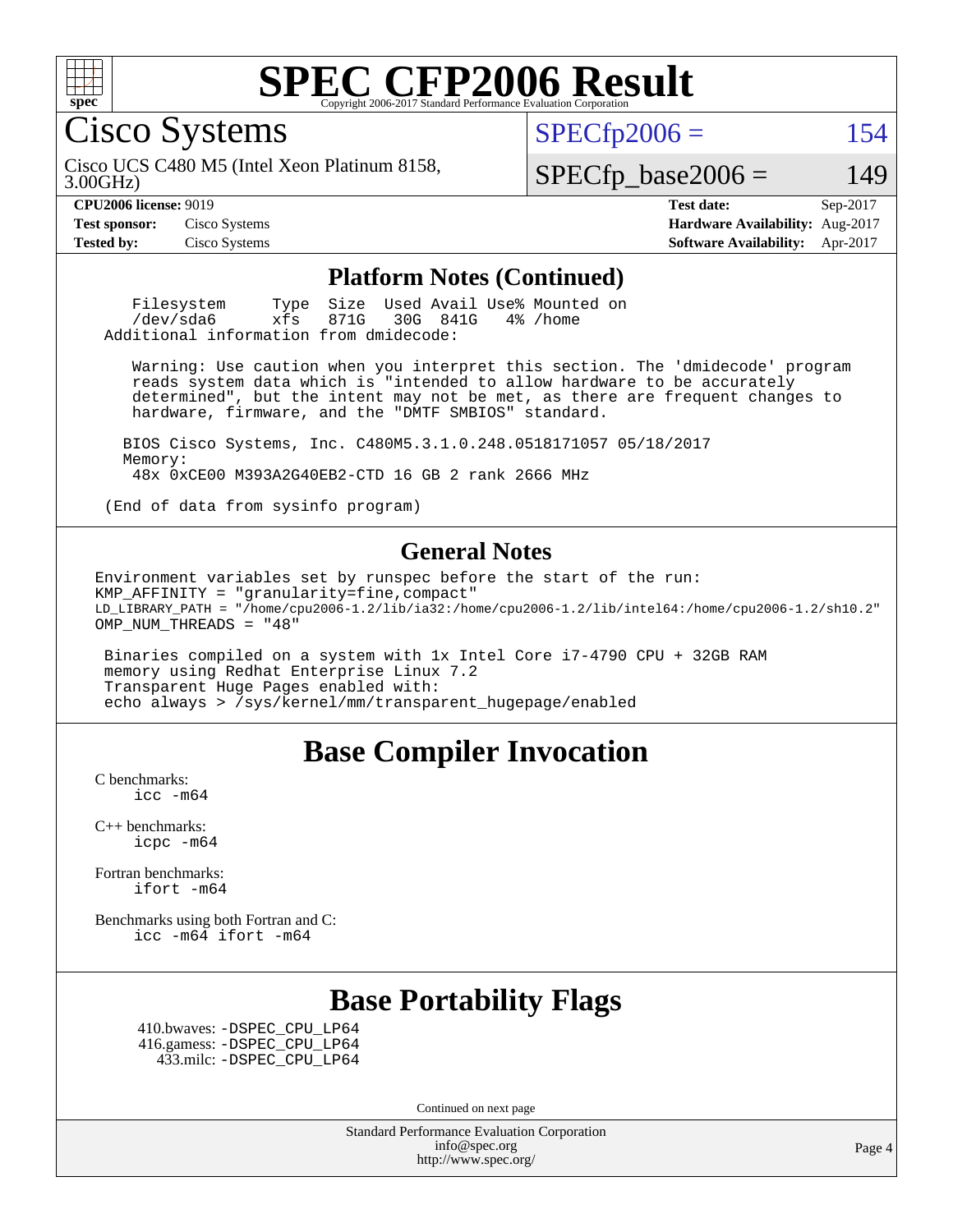# SPEC CFP2006 Result

Copyright 2006-2017 Standard Performance Evaluation Corporation

## Cisco Systems

Cisco UCS C480 M5 (Intel Xeon Platinum 8158, 3.00GHz)

SPECfp2006 = 154

SPECfp_base2006 = 149

**CPU2006 license:** 9019
**Test sponsor:** Cisco Systems
**Tested by:** Cisco Systems

**Test date:** Sep-2017
**Hardware Availability:** Aug-2017
**Software Availability:** Apr-2017

### Platform Notes (Continued)

```
    Filesystem     Type  Size  Used Avail Use% Mounted on
    /dev/sda6      xfs   871G   30G  841G   4% /home
  Additional information from dmidecode:

    Warning: Use caution when you interpret this section. The 'dmidecode' program
    reads system data which is "intended to allow hardware to be accurately
    determined", but the intent may not be met, as there are frequent changes to
    hardware, firmware, and the "DMTF SMBIOS" standard.

   BIOS Cisco Systems, Inc. C480M5.3.1.0.248.0518171057 05/18/2017
   Memory:
    48x 0xCE00 M393A2G40EB2-CTD 16 GB 2 rank 2666 MHz

  (End of data from sysinfo program)
```

### General Notes

```
Environment variables set by runspec before the start of the run:
KMP_AFFINITY = "granularity=fine,compact"
LD_LIBRARY_PATH = "/home/cpu2006-1.2/lib/ia32:/home/cpu2006-1.2/lib/intel64:/home/cpu2006-1.2/sh10.2"
OMP_NUM_THREADS = "48"

 Binaries compiled on a system with 1x Intel Core i7-4790 CPU + 32GB RAM
 memory using Redhat Enterprise Linux 7.2
 Transparent Huge Pages enabled with:
 echo always > /sys/kernel/mm/transparent_hugepage/enabled
```

## Base Compiler Invocation

C benchmarks:
    icc -m64

C++ benchmarks:
    icpc -m64

Fortran benchmarks:
    ifort -m64

Benchmarks using both Fortran and C:
    icc -m64 ifort -m64

## Base Portability Flags

410.bwaves: -DSPEC_CPU_LP64
416.gamess: -DSPEC_CPU_LP64
433.milc: -DSPEC_CPU_LP64

Continued on next page

Standard Performance Evaluation Corporation
info@spec.org
http://www.spec.org/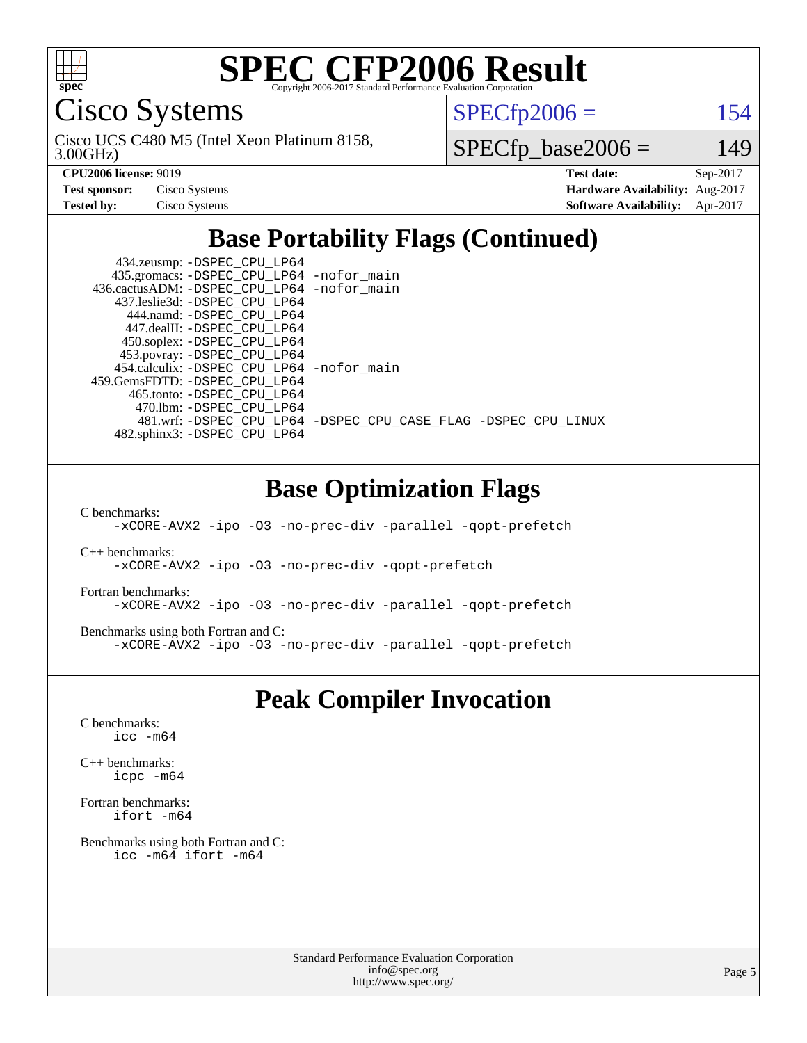# SPEC CFP2006 Result

Copyright 2006-2017 Standard Performance Evaluation Corporation

## Cisco Systems

Cisco UCS C480 M5 (Intel Xeon Platinum 8158, 3.00GHz)

SPECfp2006 = 154

SPECfp_base2006 = 149

| | | | |
|---|---|---|---|
| **CPU2006 license:** 9019 | | **Test date:** | Sep-2017 |
| **Test sponsor:** | Cisco Systems | **Hardware Availability:** | Aug-2017 |
| **Tested by:** | Cisco Systems | **Software Availability:** | Apr-2017 |

## Base Portability Flags (Continued)

```
     434.zeusmp: -DSPEC_CPU_LP64
    435.gromacs: -DSPEC_CPU_LP64 -nofor_main
 436.cactusADM: -DSPEC_CPU_LP64 -nofor_main
    437.leslie3d: -DSPEC_CPU_LP64
      444.namd: -DSPEC_CPU_LP64
     447.dealII: -DSPEC_CPU_LP64
     450.soplex: -DSPEC_CPU_LP64
     453.povray: -DSPEC_CPU_LP64
   454.calculix: -DSPEC_CPU_LP64 -nofor_main
 459.GemsFDTD: -DSPEC_CPU_LP64
      465.tonto: -DSPEC_CPU_LP64
       470.lbm: -DSPEC_CPU_LP64
       481.wrf: -DSPEC_CPU_LP64 -DSPEC_CPU_CASE_FLAG -DSPEC_CPU_LINUX
   482.sphinx3: -DSPEC_CPU_LP64
```

## Base Optimization Flags

C benchmarks:
```
-xCORE-AVX2 -ipo -O3 -no-prec-div -parallel -qopt-prefetch
```

C++ benchmarks:
```
-xCORE-AVX2 -ipo -O3 -no-prec-div -qopt-prefetch
```

Fortran benchmarks:
```
-xCORE-AVX2 -ipo -O3 -no-prec-div -parallel -qopt-prefetch
```

Benchmarks using both Fortran and C:
```
-xCORE-AVX2 -ipo -O3 -no-prec-div -parallel -qopt-prefetch
```

## Peak Compiler Invocation

C benchmarks:
```
icc -m64
```

C++ benchmarks:
```
icpc -m64
```

Fortran benchmarks:
```
ifort -m64
```

Benchmarks using both Fortran and C:
```
icc -m64 ifort -m64
```

Standard Performance Evaluation Corporation
info@spec.org
http://www.spec.org/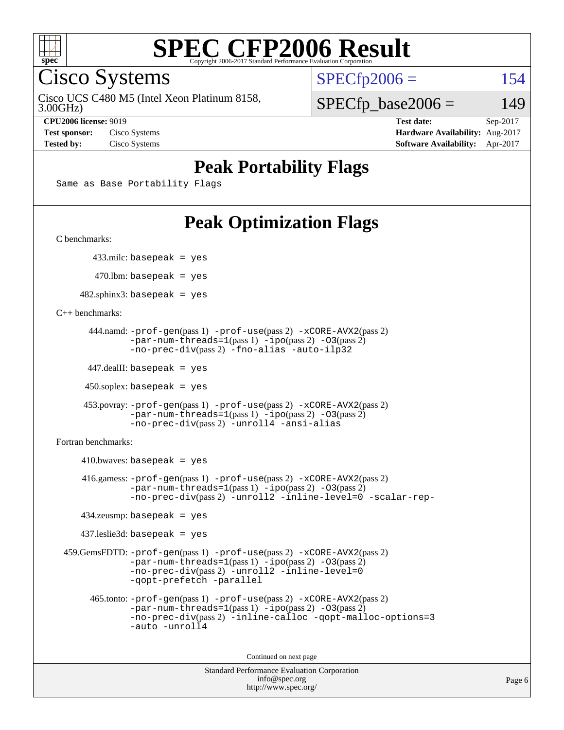# SPEC CFP2006 Result

Copyright 2006-2017 Standard Performance Evaluation Corporation

## Cisco Systems

Cisco UCS C480 M5 (Intel Xeon Platinum 8158, 3.00GHz)

SPECfp2006 = 154

SPECfp_base2006 = 149

**CPU2006 license:** 9019
**Test sponsor:** Cisco Systems
**Tested by:** Cisco Systems

**Test date:** Sep-2017
**Hardware Availability:** Aug-2017
**Software Availability:** Apr-2017

## Peak Portability Flags

```
Same as Base Portability Flags
```

## Peak Optimization Flags

C benchmarks:

433.milc: `basepeak = yes`

470.lbm: `basepeak = yes`

482.sphinx3: `basepeak = yes`

C++ benchmarks:

444.namd: `-prof-gen`(pass 1) `-prof-use`(pass 2) `-xCORE-AVX2`(pass 2) `-par-num-threads=1`(pass 1) `-ipo`(pass 2) `-O3`(pass 2) `-no-prec-div`(pass 2) `-fno-alias` `-auto-ilp32`

447.dealII: `basepeak = yes`

450.soplex: `basepeak = yes`

453.povray: `-prof-gen`(pass 1) `-prof-use`(pass 2) `-xCORE-AVX2`(pass 2) `-par-num-threads=1`(pass 1) `-ipo`(pass 2) `-O3`(pass 2) `-no-prec-div`(pass 2) `-unroll4` `-ansi-alias`

Fortran benchmarks:

410.bwaves: `basepeak = yes`

416.gamess: `-prof-gen`(pass 1) `-prof-use`(pass 2) `-xCORE-AVX2`(pass 2) `-par-num-threads=1`(pass 1) `-ipo`(pass 2) `-O3`(pass 2) `-no-prec-div`(pass 2) `-unroll2` `-inline-level=0` `-scalar-rep-`

434.zeusmp: `basepeak = yes`

437.leslie3d: `basepeak = yes`

459.GemsFDTD: `-prof-gen`(pass 1) `-prof-use`(pass 2) `-xCORE-AVX2`(pass 2) `-par-num-threads=1`(pass 1) `-ipo`(pass 2) `-O3`(pass 2) `-no-prec-div`(pass 2) `-unroll2` `-inline-level=0` `-qopt-prefetch` `-parallel`

465.tonto: `-prof-gen`(pass 1) `-prof-use`(pass 2) `-xCORE-AVX2`(pass 2) `-par-num-threads=1`(pass 1) `-ipo`(pass 2) `-O3`(pass 2) `-no-prec-div`(pass 2) `-inline-calloc` `-qopt-malloc-options=3` `-auto` `-unroll4`

Continued on next page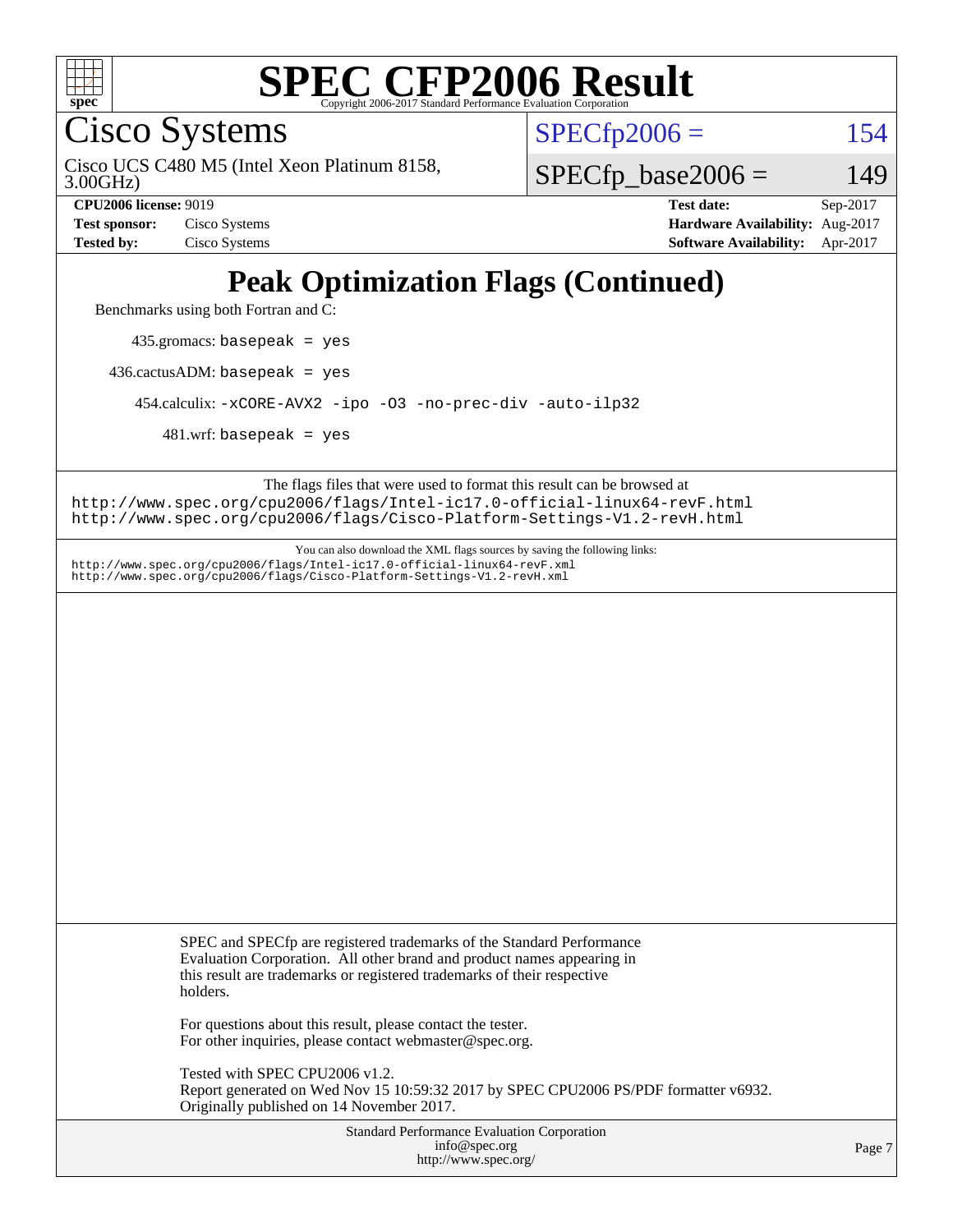# SPEC CFP2006 Result

Copyright 2006-2017 Standard Performance Evaluation Corporation

**Cisco Systems**

Cisco UCS C480 M5 (Intel Xeon Platinum 8158, 3.00GHz)

SPECfp2006 = 154

SPECfp_base2006 = 149

| | | | |
|---|---|---|---|
| **CPU2006 license:** 9019 | | **Test date:** | Sep-2017 |
| **Test sponsor:** | Cisco Systems | **Hardware Availability:** | Aug-2017 |
| **Tested by:** | Cisco Systems | **Software Availability:** | Apr-2017 |

## Peak Optimization Flags (Continued)

Benchmarks using both Fortran and C:

435.gromacs: `basepeak = yes`

436.cactusADM: `basepeak = yes`

454.calculix: `-xCORE-AVX2 -ipo -O3 -no-prec-div -auto-ilp32`

481.wrf: `basepeak = yes`

The flags files that were used to format this result can be browsed at
http://www.spec.org/cpu2006/flags/Intel-ic17.0-official-linux64-revF.html
http://www.spec.org/cpu2006/flags/Cisco-Platform-Settings-V1.2-revH.html

You can also download the XML flags sources by saving the following links:
http://www.spec.org/cpu2006/flags/Intel-ic17.0-official-linux64-revF.xml
http://www.spec.org/cpu2006/flags/Cisco-Platform-Settings-V1.2-revH.xml

SPEC and SPECfp are registered trademarks of the Standard Performance Evaluation Corporation. All other brand and product names appearing in this result are trademarks or registered trademarks of their respective holders.

For questions about this result, please contact the tester.
For other inquiries, please contact webmaster@spec.org.

Tested with SPEC CPU2006 v1.2.
Report generated on Wed Nov 15 10:59:32 2017 by SPEC CPU2006 PS/PDF formatter v6932.
Originally published on 14 November 2017.